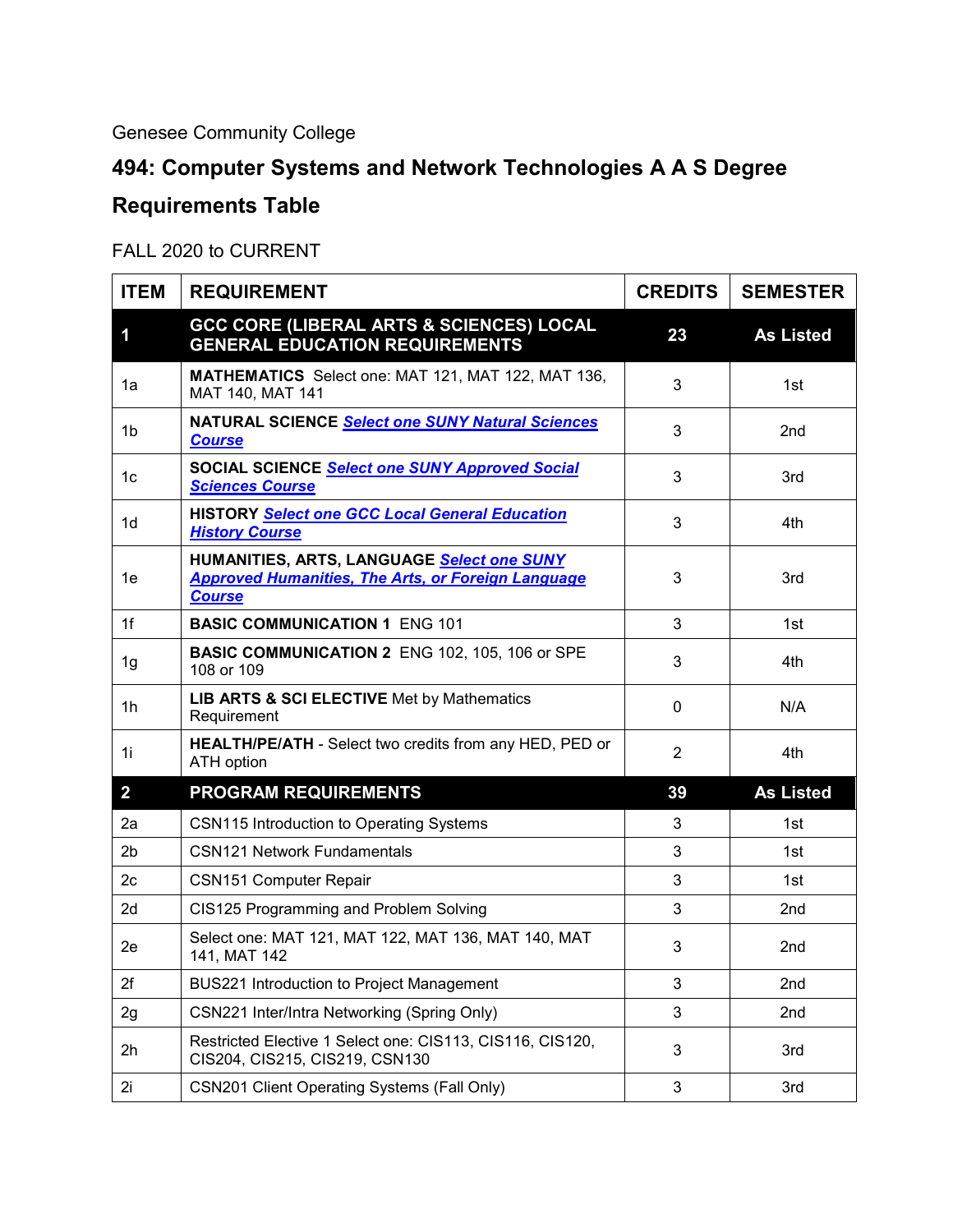Genesee Community College

# 494: Computer Systems and Network Technologies A A S Degree

## Requirements Table

FALL 2020 to CURRENT

| ITEM | REQUIREMENT | CREDITS | SEMESTER |
|---|---|---|---|
| **1** | **GCC CORE (LIBERAL ARTS & SCIENCES) LOCAL GENERAL EDUCATION REQUIREMENTS** | **23** | **As Listed** |
| 1a | **MATHEMATICS** Select one: MAT 121, MAT 122, MAT 136, MAT 140, MAT 141 | 3 | 1st |
| 1b | **NATURAL SCIENCE** ***Select one SUNY Natural Sciences Course*** | 3 | 2nd |
| 1c | **SOCIAL SCIENCE** ***Select one SUNY Approved Social Sciences Course*** | 3 | 3rd |
| 1d | **HISTORY** ***Select one GCC Local General Education History Course*** | 3 | 4th |
| 1e | **HUMANITIES, ARTS, LANGUAGE** ***Select one SUNY Approved Humanities, The Arts, or Foreign Language Course*** | 3 | 3rd |
| 1f | **BASIC COMMUNICATION 1** ENG 101 | 3 | 1st |
| 1g | **BASIC COMMUNICATION 2** ENG 102, 105, 106 or SPE 108 or 109 | 3 | 4th |
| 1h | **LIB ARTS & SCI ELECTIVE** Met by Mathematics Requirement | 0 | N/A |
| 1i | **HEALTH/PE/ATH** - Select two credits from any HED, PED or ATH option | 2 | 4th |
| **2** | **PROGRAM REQUIREMENTS** | **39** | **As Listed** |
| 2a | CSN115 Introduction to Operating Systems | 3 | 1st |
| 2b | CSN121 Network Fundamentals | 3 | 1st |
| 2c | CSN151 Computer Repair | 3 | 1st |
| 2d | CIS125 Programming and Problem Solving | 3 | 2nd |
| 2e | Select one: MAT 121, MAT 122, MAT 136, MAT 140, MAT 141, MAT 142 | 3 | 2nd |
| 2f | BUS221 Introduction to Project Management | 3 | 2nd |
| 2g | CSN221 Inter/Intra Networking (Spring Only) | 3 | 2nd |
| 2h | Restricted Elective 1 Select one: CIS113, CIS116, CIS120, CIS204, CIS215, CIS219, CSN130 | 3 | 3rd |
| 2i | CSN201 Client Operating Systems (Fall Only) | 3 | 3rd |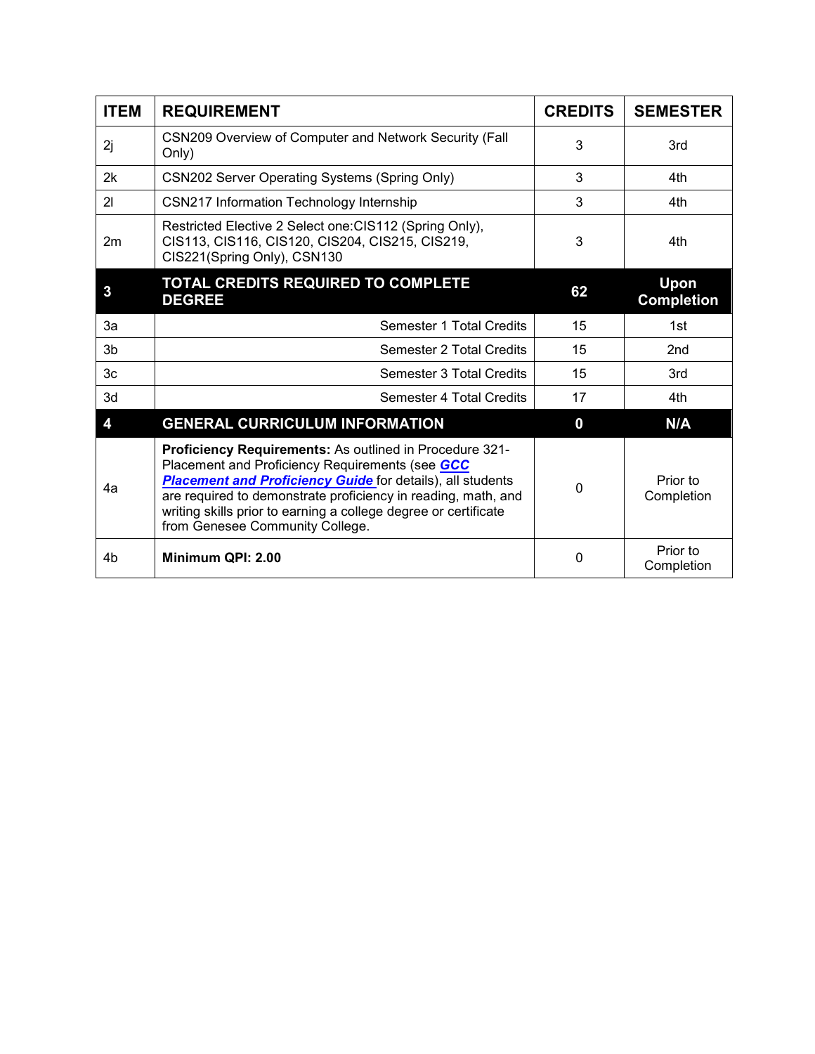| ITEM | REQUIREMENT | CREDITS | SEMESTER |
|---|---|---|---|
| 2j | CSN209 Overview of Computer and Network Security (Fall Only) | 3 | 3rd |
| 2k | CSN202 Server Operating Systems (Spring Only) | 3 | 4th |
| 2l | CSN217 Information Technology Internship | 3 | 4th |
| 2m | Restricted Elective 2 Select one:CIS112 (Spring Only), CIS113, CIS116, CIS120, CIS204, CIS215, CIS219, CIS221(Spring Only), CSN130 | 3 | 4th |
| **3** | **TOTAL CREDITS REQUIRED TO COMPLETE DEGREE** | **62** | **Upon Completion** |
| 3a | Semester 1 Total Credits | 15 | 1st |
| 3b | Semester 2 Total Credits | 15 | 2nd |
| 3c | Semester 3 Total Credits | 15 | 3rd |
| 3d | Semester 4 Total Credits | 17 | 4th |
| **4** | **GENERAL CURRICULUM INFORMATION** | **0** | **N/A** |
| 4a | **Proficiency Requirements:** As outlined in Procedure 321-Placement and Proficiency Requirements (see ***GCC Placement and Proficiency Guide*** for details), all students are required to demonstrate proficiency in reading, math, and writing skills prior to earning a college degree or certificate from Genesee Community College. | 0 | Prior to Completion |
| 4b | **Minimum QPI: 2.00** | 0 | Prior to Completion |